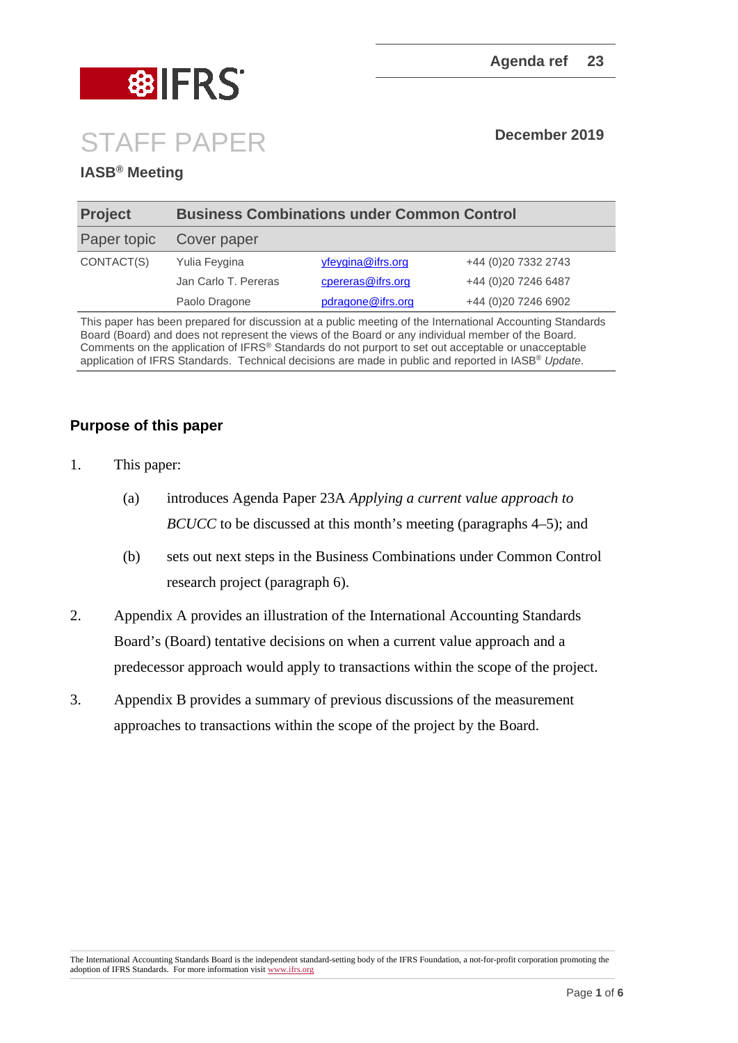Agenda ref 23

# STAFF PAPER

December 2019

**IASB® Meeting**

| **Project** | **Business Combinations under Common Control** | | |
|---|---|---|---|
| Paper topic | Cover paper | | |
| CONTACT(S) | Yulia Feygina | yfeygina@ifrs.org | +44 (0)20 7332 2743 |
| | Jan Carlo T. Pereras | cpereras@ifrs.org | +44 (0)20 7246 6487 |
| | Paolo Dragone | pdragone@ifrs.org | +44 (0)20 7246 6902 |

This paper has been prepared for discussion at a public meeting of the International Accounting Standards Board (Board) and does not represent the views of the Board or any individual member of the Board. Comments on the application of IFRS® Standards do not purport to set out acceptable or unacceptable application of IFRS Standards. Technical decisions are made in public and reported in IASB® *Update*.

## Purpose of this paper

1. This paper:

   (a) introduces Agenda Paper 23A *Applying a current value approach to BCUCC* to be discussed at this month's meeting (paragraphs 4–5); and

   (b) sets out next steps in the Business Combinations under Common Control research project (paragraph 6).

2. Appendix A provides an illustration of the International Accounting Standards Board's (Board) tentative decisions on when a current value approach and a predecessor approach would apply to transactions within the scope of the project.

3. Appendix B provides a summary of previous discussions of the measurement approaches to transactions within the scope of the project by the Board.

The International Accounting Standards Board is the independent standard-setting body of the IFRS Foundation, a not-for-profit corporation promoting the adoption of IFRS Standards. For more information visit www.ifrs.org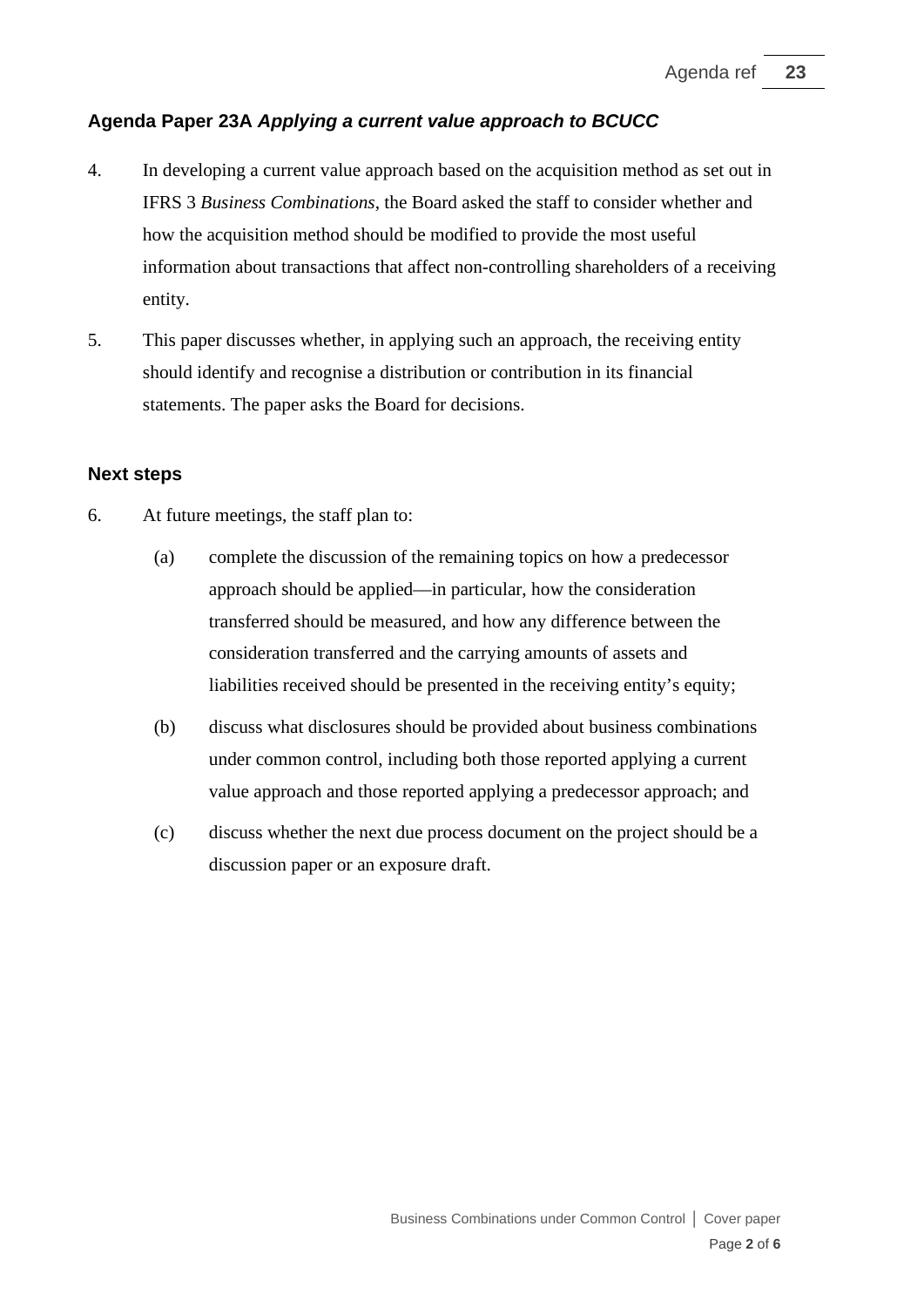### Agenda Paper 23A *Applying a current value approach to BCUCC*

4. In developing a current value approach based on the acquisition method as set out in IFRS 3 *Business Combinations*, the Board asked the staff to consider whether and how the acquisition method should be modified to provide the most useful information about transactions that affect non-controlling shareholders of a receiving entity.

5. This paper discusses whether, in applying such an approach, the receiving entity should identify and recognise a distribution or contribution in its financial statements. The paper asks the Board for decisions.

### Next steps

6. At future meetings, the staff plan to:

   (a) complete the discussion of the remaining topics on how a predecessor approach should be applied—in particular, how the consideration transferred should be measured, and how any difference between the consideration transferred and the carrying amounts of assets and liabilities received should be presented in the receiving entity's equity;

   (b) discuss what disclosures should be provided about business combinations under common control, including both those reported applying a current value approach and those reported applying a predecessor approach; and

   (c) discuss whether the next due process document on the project should be a discussion paper or an exposure draft.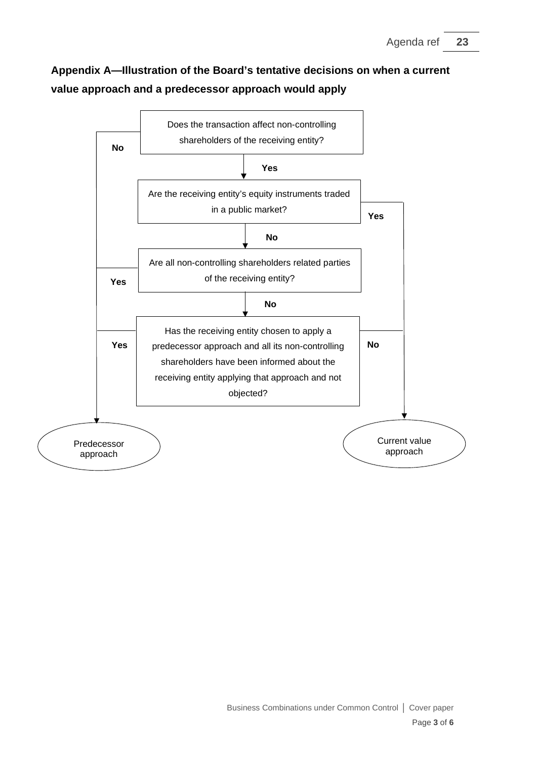## Appendix A—Illustration of the Board's tentative decisions on when a current value approach and a predecessor approach would apply

Does the transaction affect non-controlling shareholders of the receiving entity?

- **No** → Predecessor approach
- **Yes** → Are the receiving entity's equity instruments traded in a public market?
  - **Yes** → Current value approach
  - **No** → Are all non-controlling shareholders related parties of the receiving entity?
    - **Yes** → Predecessor approach
    - **No** → Has the receiving entity chosen to apply a predecessor approach and all its non-controlling shareholders have been informed about the receiving entity applying that approach and not objected?
      - **Yes** → Predecessor approach
      - **No** → Current value approach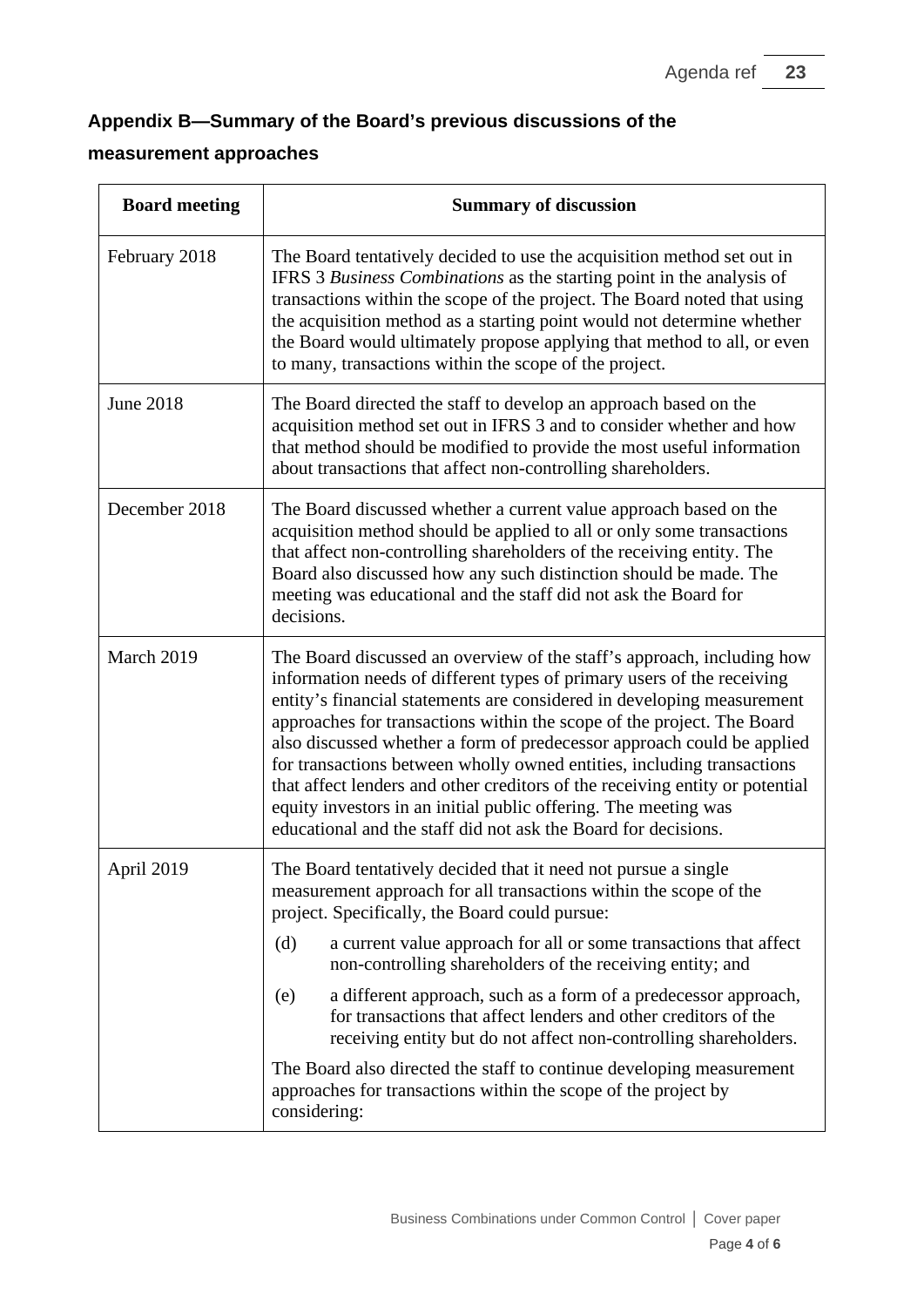## Appendix B—Summary of the Board's previous discussions of the measurement approaches

| Board meeting | Summary of discussion |
|---|---|
| February 2018 | The Board tentatively decided to use the acquisition method set out in IFRS 3 *Business Combinations* as the starting point in the analysis of transactions within the scope of the project. The Board noted that using the acquisition method as a starting point would not determine whether the Board would ultimately propose applying that method to all, or even to many, transactions within the scope of the project. |
| June 2018 | The Board directed the staff to develop an approach based on the acquisition method set out in IFRS 3 and to consider whether and how that method should be modified to provide the most useful information about transactions that affect non-controlling shareholders. |
| December 2018 | The Board discussed whether a current value approach based on the acquisition method should be applied to all or only some transactions that affect non-controlling shareholders of the receiving entity. The Board also discussed how any such distinction should be made. The meeting was educational and the staff did not ask the Board for decisions. |
| March 2019 | The Board discussed an overview of the staff's approach, including how information needs of different types of primary users of the receiving entity's financial statements are considered in developing measurement approaches for transactions within the scope of the project. The Board also discussed whether a form of predecessor approach could be applied for transactions between wholly owned entities, including transactions that affect lenders and other creditors of the receiving entity or potential equity investors in an initial public offering. The meeting was educational and the staff did not ask the Board for decisions. |
| April 2019 | The Board tentatively decided that it need not pursue a single measurement approach for all transactions within the scope of the project. Specifically, the Board could pursue:<br>(d) a current value approach for all or some transactions that affect non-controlling shareholders of the receiving entity; and<br>(e) a different approach, such as a form of a predecessor approach, for transactions that affect lenders and other creditors of the receiving entity but do not affect non-controlling shareholders.<br>The Board also directed the staff to continue developing measurement approaches for transactions within the scope of the project by considering: |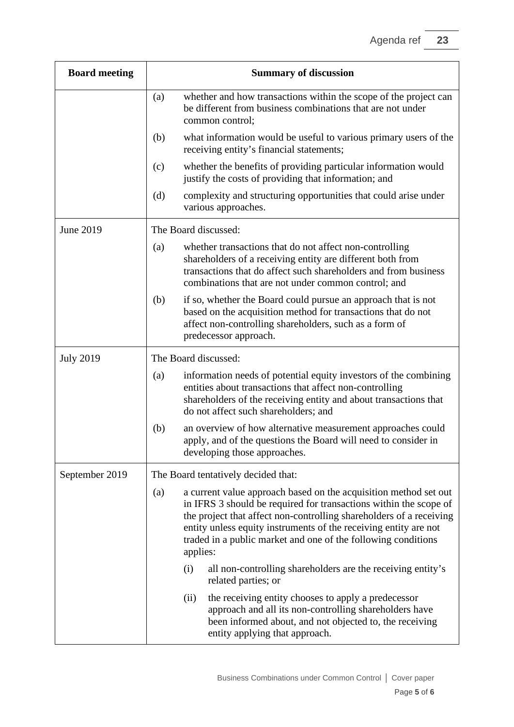| Board meeting | Summary of discussion |
| --- | --- |
| | (a) whether and how transactions within the scope of the project can be different from business combinations that are not under common control;<br>(b) what information would be useful to various primary users of the receiving entity's financial statements;<br>(c) whether the benefits of providing particular information would justify the costs of providing that information; and<br>(d) complexity and structuring opportunities that could arise under various approaches. |
| June 2019 | The Board discussed:<br>(a) whether transactions that do not affect non-controlling shareholders of a receiving entity are different both from transactions that do affect such shareholders and from business combinations that are not under common control; and<br>(b) if so, whether the Board could pursue an approach that is not based on the acquisition method for transactions that do not affect non-controlling shareholders, such as a form of predecessor approach. |
| July 2019 | The Board discussed:<br>(a) information needs of potential equity investors of the combining entities about transactions that affect non-controlling shareholders of the receiving entity and about transactions that do not affect such shareholders; and<br>(b) an overview of how alternative measurement approaches could apply, and of the questions the Board will need to consider in developing those approaches. |
| September 2019 | The Board tentatively decided that:<br>(a) a current value approach based on the acquisition method set out in IFRS 3 should be required for transactions within the scope of the project that affect non-controlling shareholders of a receiving entity unless equity instruments of the receiving entity are not traded in a public market and one of the following conditions applies:<br>(i) all non-controlling shareholders are the receiving entity's related parties; or<br>(ii) the receiving entity chooses to apply a predecessor approach and all its non-controlling shareholders have been informed about, and not objected to, the receiving entity applying that approach. |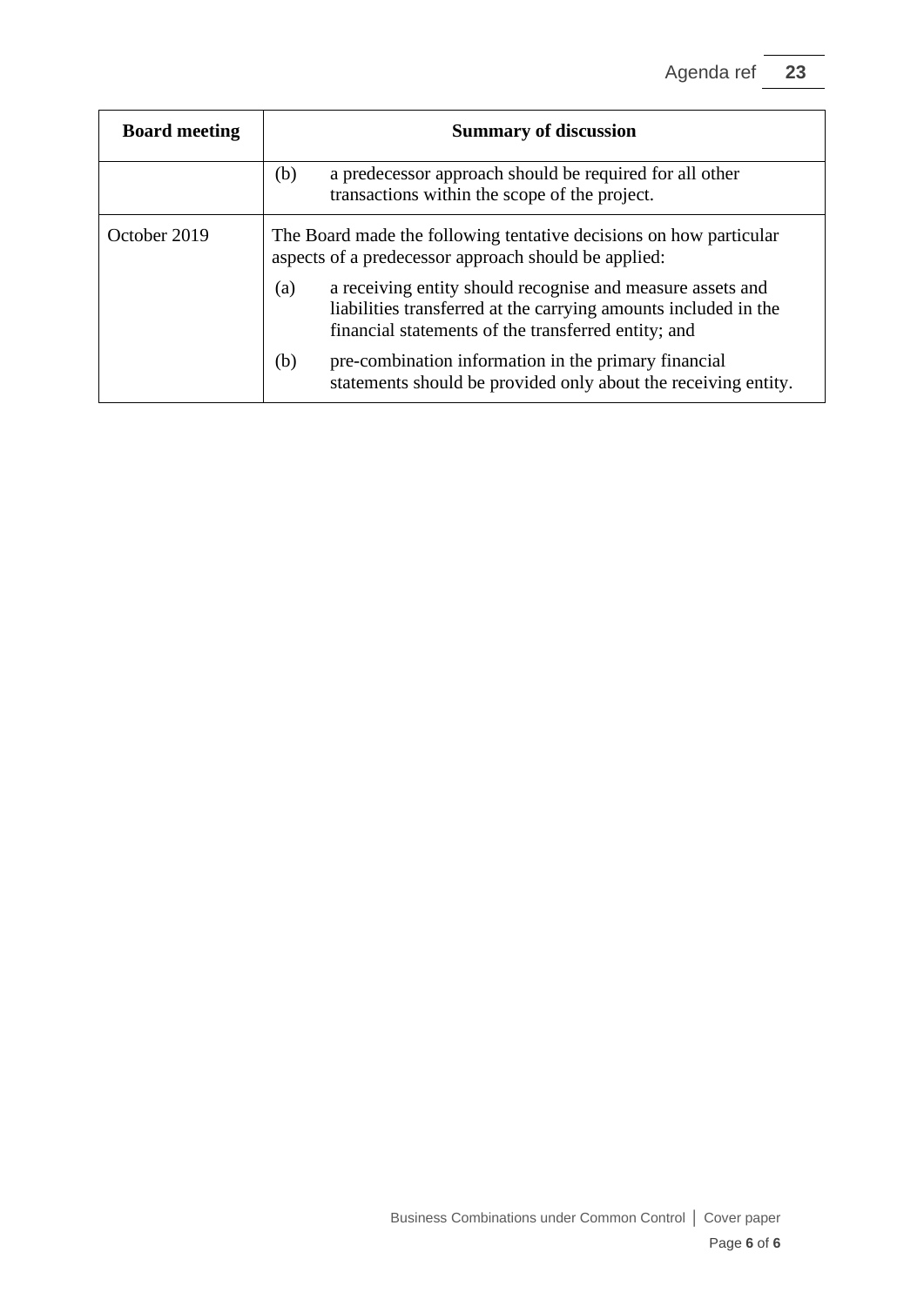| Board meeting | Summary of discussion |
| --- | --- |
| | (b) a predecessor approach should be required for all other transactions within the scope of the project. |
| October 2019 | The Board made the following tentative decisions on how particular aspects of a predecessor approach should be applied:<br>(a) a receiving entity should recognise and measure assets and liabilities transferred at the carrying amounts included in the financial statements of the transferred entity; and<br>(b) pre-combination information in the primary financial statements should be provided only about the receiving entity. |